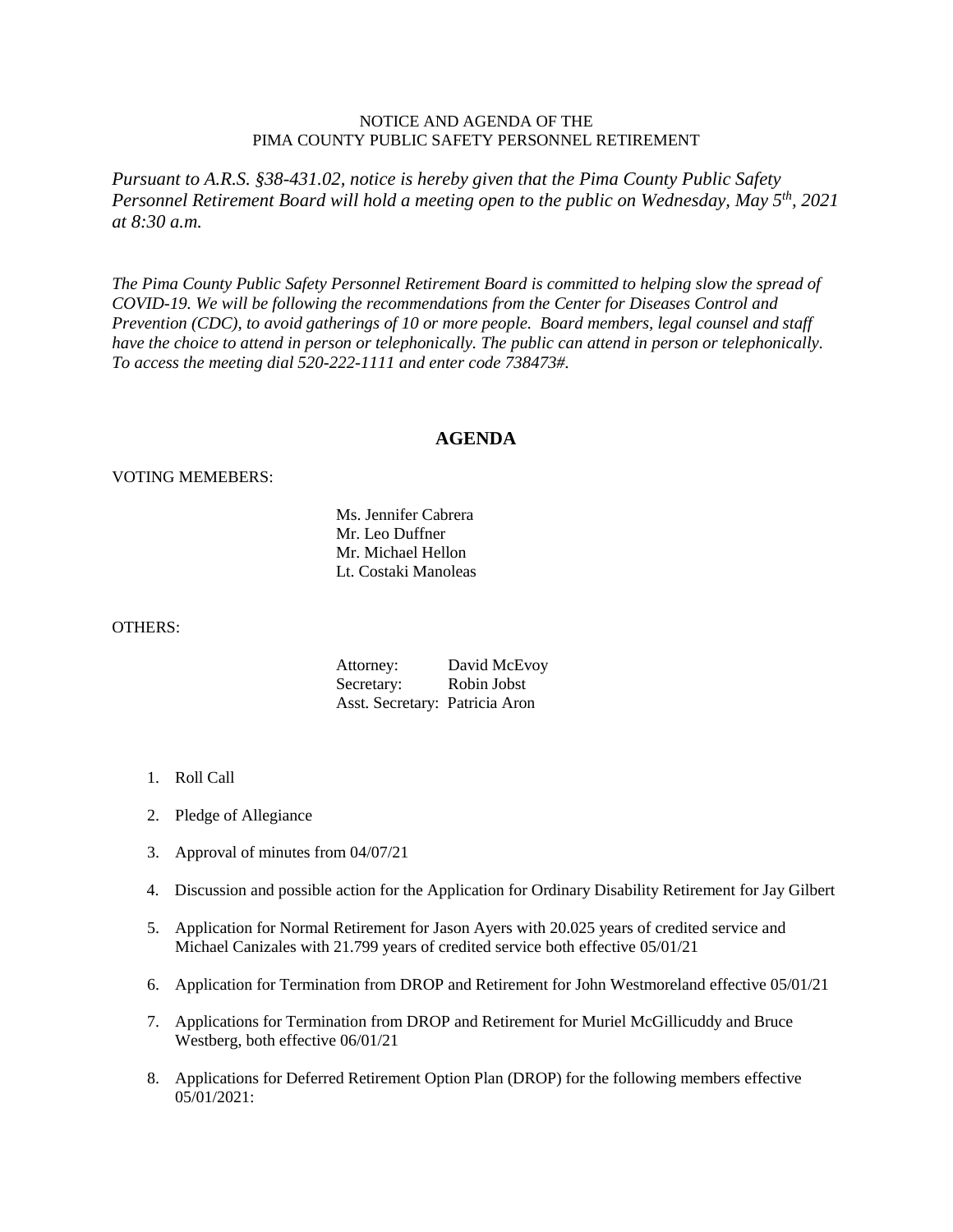NOTICE AND AGENDA OF THE
PIMA COUNTY PUBLIC SAFETY PERSONNEL RETIREMENT

*Pursuant to A.R.S. §38-431.02, notice is hereby given that the Pima County Public Safety Personnel Retirement Board will hold a meeting open to the public on Wednesday, May 5th, 2021 at 8:30 a.m.*

*The Pima County Public Safety Personnel Retirement Board is committed to helping slow the spread of COVID-19. We will be following the recommendations from the Center for Diseases Control and Prevention (CDC), to avoid gatherings of 10 or more people. Board members, legal counsel and staff have the choice to attend in person or telephonically. The public can attend in person or telephonically. To access the meeting dial 520-222-1111 and enter code 738473#.*

## AGENDA

VOTING MEMEBERS:

Ms. Jennifer Cabrera
Mr. Leo Duffner
Mr. Michael Hellon
Lt. Costaki Manoleas

OTHERS:

Attorney: David McEvoy
Secretary: Robin Jobst
Asst. Secretary: Patricia Aron

1. Roll Call
2. Pledge of Allegiance
3. Approval of minutes from 04/07/21
4. Discussion and possible action for the Application for Ordinary Disability Retirement for Jay Gilbert
5. Application for Normal Retirement for Jason Ayers with 20.025 years of credited service and Michael Canizales with 21.799 years of credited service both effective 05/01/21
6. Application for Termination from DROP and Retirement for John Westmoreland effective 05/01/21
7. Applications for Termination from DROP and Retirement for Muriel McGillicuddy and Bruce Westberg, both effective 06/01/21
8. Applications for Deferred Retirement Option Plan (DROP) for the following members effective 05/01/2021: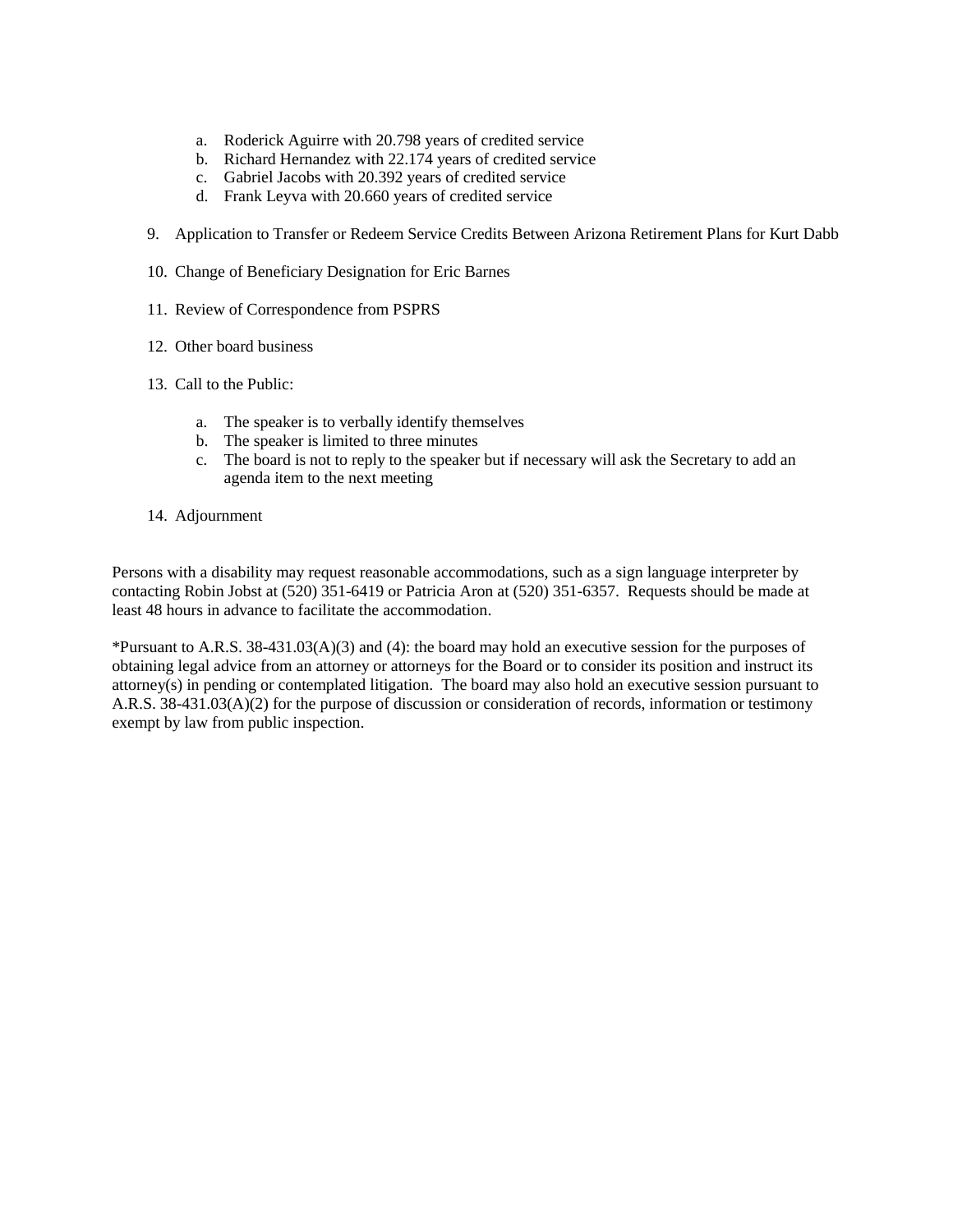a. Roderick Aguirre with 20.798 years of credited service
   b. Richard Hernandez with 22.174 years of credited service
   c. Gabriel Jacobs with 20.392 years of credited service
   d. Frank Leyva with 20.660 years of credited service

9. Application to Transfer or Redeem Service Credits Between Arizona Retirement Plans for Kurt Dabb

10. Change of Beneficiary Designation for Eric Barnes

11. Review of Correspondence from PSPRS

12. Other board business

13. Call to the Public:

    a. The speaker is to verbally identify themselves
    b. The speaker is limited to three minutes
    c. The board is not to reply to the speaker but if necessary will ask the Secretary to add an agenda item to the next meeting

14. Adjournment

Persons with a disability may request reasonable accommodations, such as a sign language interpreter by contacting Robin Jobst at (520) 351-6419 or Patricia Aron at (520) 351-6357. Requests should be made at least 48 hours in advance to facilitate the accommodation.

*Pursuant to A.R.S. 38-431.03(A)(3) and (4): the board may hold an executive session for the purposes of obtaining legal advice from an attorney or attorneys for the Board or to consider its position and instruct its attorney(s) in pending or contemplated litigation. The board may also hold an executive session pursuant to A.R.S. 38-431.03(A)(2) for the purpose of discussion or consideration of records, information or testimony exempt by law from public inspection.